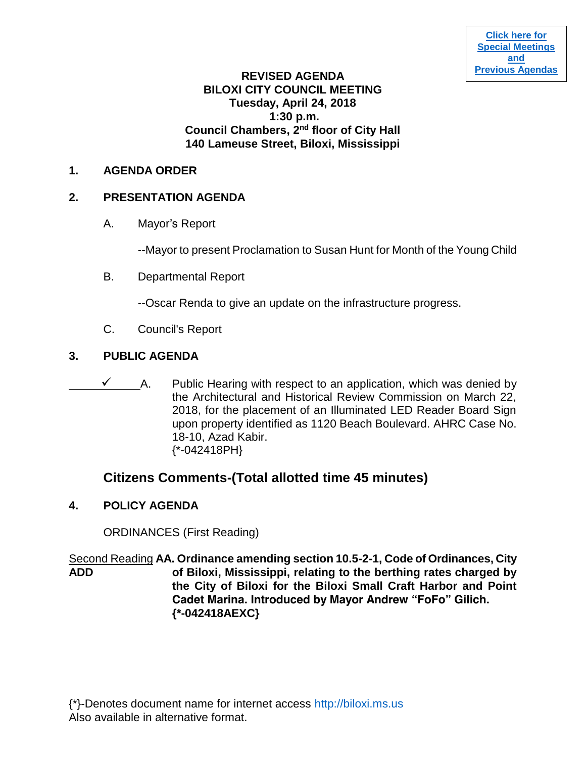[Click here for Special Meetings and Previous Agendas]

**REVISED AGENDA**
**BILOXI CITY COUNCIL MEETING**
**Tuesday, April 24, 2018**
**1:30 p.m.**
**Council Chambers, 2nd floor of City Hall**
**140 Lameuse Street, Biloxi, Mississippi**

## 1. AGENDA ORDER

## 2. PRESENTATION AGENDA

A. Mayor's Report

--Mayor to present Proclamation to Susan Hunt for Month of the Young Child

B. Departmental Report

--Oscar Renda to give an update on the infrastructure progress.

C. Council's Report

## 3. PUBLIC AGENDA

✓ A. Public Hearing with respect to an application, which was denied by the Architectural and Historical Review Commission on March 22, 2018, for the placement of an Illuminated LED Reader Board Sign upon property identified as 1120 Beach Boulevard. AHRC Case No. 18-10, Azad Kabir.
{*-042418PH}

## Citizens Comments-(Total allotted time 45 minutes)

## 4. POLICY AGENDA

ORDINANCES (First Reading)

Second Reading **ADD** **AA. Ordinance amending section 10.5-2-1, Code of Ordinances, City of Biloxi, Mississippi, relating to the berthing rates charged by the City of Biloxi for the Biloxi Small Craft Harbor and Point Cadet Marina. Introduced by Mayor Andrew "FoFo" Gilich.**
**{*-042418AEXC}**

{*}-Denotes document name for internet access http://biloxi.ms.us
Also available in alternative format.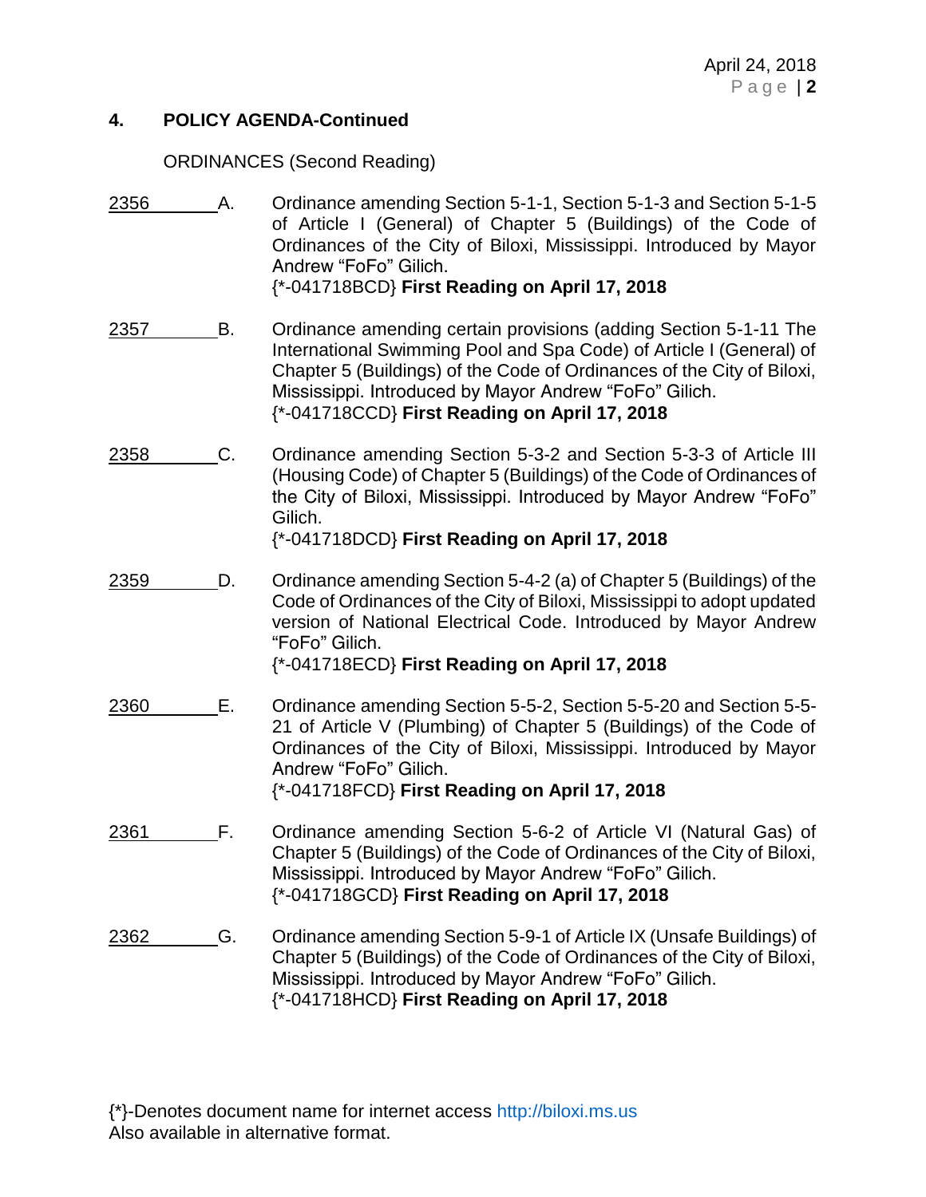## 4. POLICY AGENDA-Continued

ORDINANCES (Second Reading)

2356 A. Ordinance amending Section 5-1-1, Section 5-1-3 and Section 5-1-5 of Article I (General) of Chapter 5 (Buildings) of the Code of Ordinances of the City of Biloxi, Mississippi. Introduced by Mayor Andrew "FoFo" Gilich.
{*-041718BCD} **First Reading on April 17, 2018**

2357 B. Ordinance amending certain provisions (adding Section 5-1-11 The International Swimming Pool and Spa Code) of Article I (General) of Chapter 5 (Buildings) of the Code of Ordinances of the City of Biloxi, Mississippi. Introduced by Mayor Andrew "FoFo" Gilich.
{*-041718CCD} **First Reading on April 17, 2018**

2358 C. Ordinance amending Section 5-3-2 and Section 5-3-3 of Article III (Housing Code) of Chapter 5 (Buildings) of the Code of Ordinances of the City of Biloxi, Mississippi. Introduced by Mayor Andrew "FoFo" Gilich.
{*-041718DCD} **First Reading on April 17, 2018**

2359 D. Ordinance amending Section 5-4-2 (a) of Chapter 5 (Buildings) of the Code of Ordinances of the City of Biloxi, Mississippi to adopt updated version of National Electrical Code. Introduced by Mayor Andrew "FoFo" Gilich.
{*-041718ECD} **First Reading on April 17, 2018**

2360 E. Ordinance amending Section 5-5-2, Section 5-5-20 and Section 5-5-21 of Article V (Plumbing) of Chapter 5 (Buildings) of the Code of Ordinances of the City of Biloxi, Mississippi. Introduced by Mayor Andrew "FoFo" Gilich.
{*-041718FCD} **First Reading on April 17, 2018**

2361 F. Ordinance amending Section 5-6-2 of Article VI (Natural Gas) of Chapter 5 (Buildings) of the Code of Ordinances of the City of Biloxi, Mississippi. Introduced by Mayor Andrew "FoFo" Gilich.
{*-041718GCD} **First Reading on April 17, 2018**

2362 G. Ordinance amending Section 5-9-1 of Article IX (Unsafe Buildings) of Chapter 5 (Buildings) of the Code of Ordinances of the City of Biloxi, Mississippi. Introduced by Mayor Andrew "FoFo" Gilich.
{*-041718HCD} **First Reading on April 17, 2018**

{*}-Denotes document name for internet access http://biloxi.ms.us
Also available in alternative format.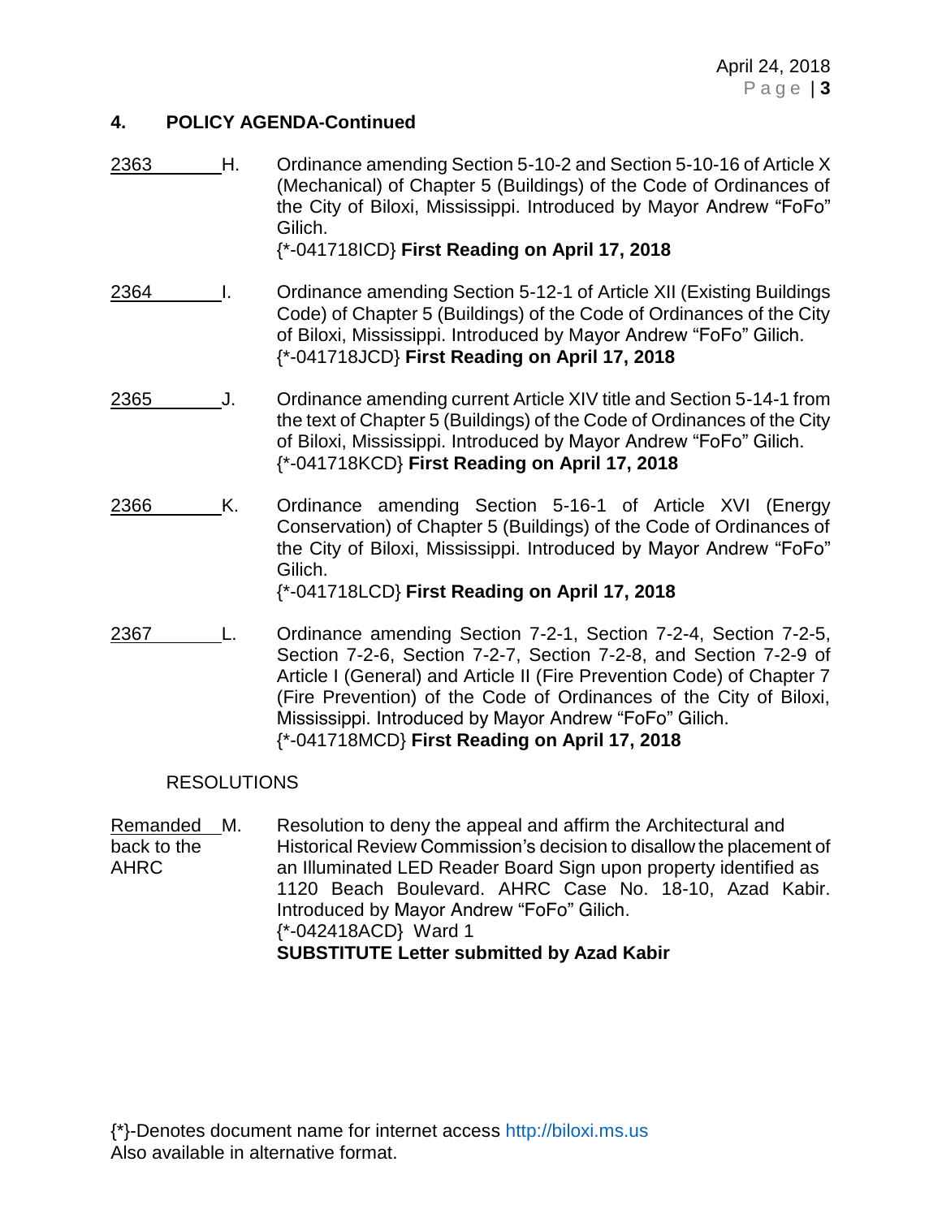## 4. POLICY AGENDA-Continued

2363 H. Ordinance amending Section 5-10-2 and Section 5-10-16 of Article X (Mechanical) of Chapter 5 (Buildings) of the Code of Ordinances of the City of Biloxi, Mississippi. Introduced by Mayor Andrew "FoFo" Gilich.
{*-041718ICD} **First Reading on April 17, 2018**

2364 I. Ordinance amending Section 5-12-1 of Article XII (Existing Buildings Code) of Chapter 5 (Buildings) of the Code of Ordinances of the City of Biloxi, Mississippi. Introduced by Mayor Andrew "FoFo" Gilich.
{*-041718JCD} **First Reading on April 17, 2018**

2365 J. Ordinance amending current Article XIV title and Section 5-14-1 from the text of Chapter 5 (Buildings) of the Code of Ordinances of the City of Biloxi, Mississippi. Introduced by Mayor Andrew "FoFo" Gilich.
{*-041718KCD} **First Reading on April 17, 2018**

2366 K. Ordinance amending Section 5-16-1 of Article XVI (Energy Conservation) of Chapter 5 (Buildings) of the Code of Ordinances of the City of Biloxi, Mississippi. Introduced by Mayor Andrew "FoFo" Gilich.
{*-041718LCD} **First Reading on April 17, 2018**

2367 L. Ordinance amending Section 7-2-1, Section 7-2-4, Section 7-2-5, Section 7-2-6, Section 7-2-7, Section 7-2-8, and Section 7-2-9 of Article I (General) and Article II (Fire Prevention Code) of Chapter 7 (Fire Prevention) of the Code of Ordinances of the City of Biloxi, Mississippi. Introduced by Mayor Andrew "FoFo" Gilich.
{*-041718MCD} **First Reading on April 17, 2018**

RESOLUTIONS

Remanded back to the AHRC M. Resolution to deny the appeal and affirm the Architectural and Historical Review Commission's decision to disallow the placement of an Illuminated LED Reader Board Sign upon property identified as 1120 Beach Boulevard. AHRC Case No. 18-10, Azad Kabir. Introduced by Mayor Andrew "FoFo" Gilich.
{*-042418ACD} Ward 1
**SUBSTITUTE Letter submitted by Azad Kabir**

{*}-Denotes document name for internet access http://biloxi.ms.us
Also available in alternative format.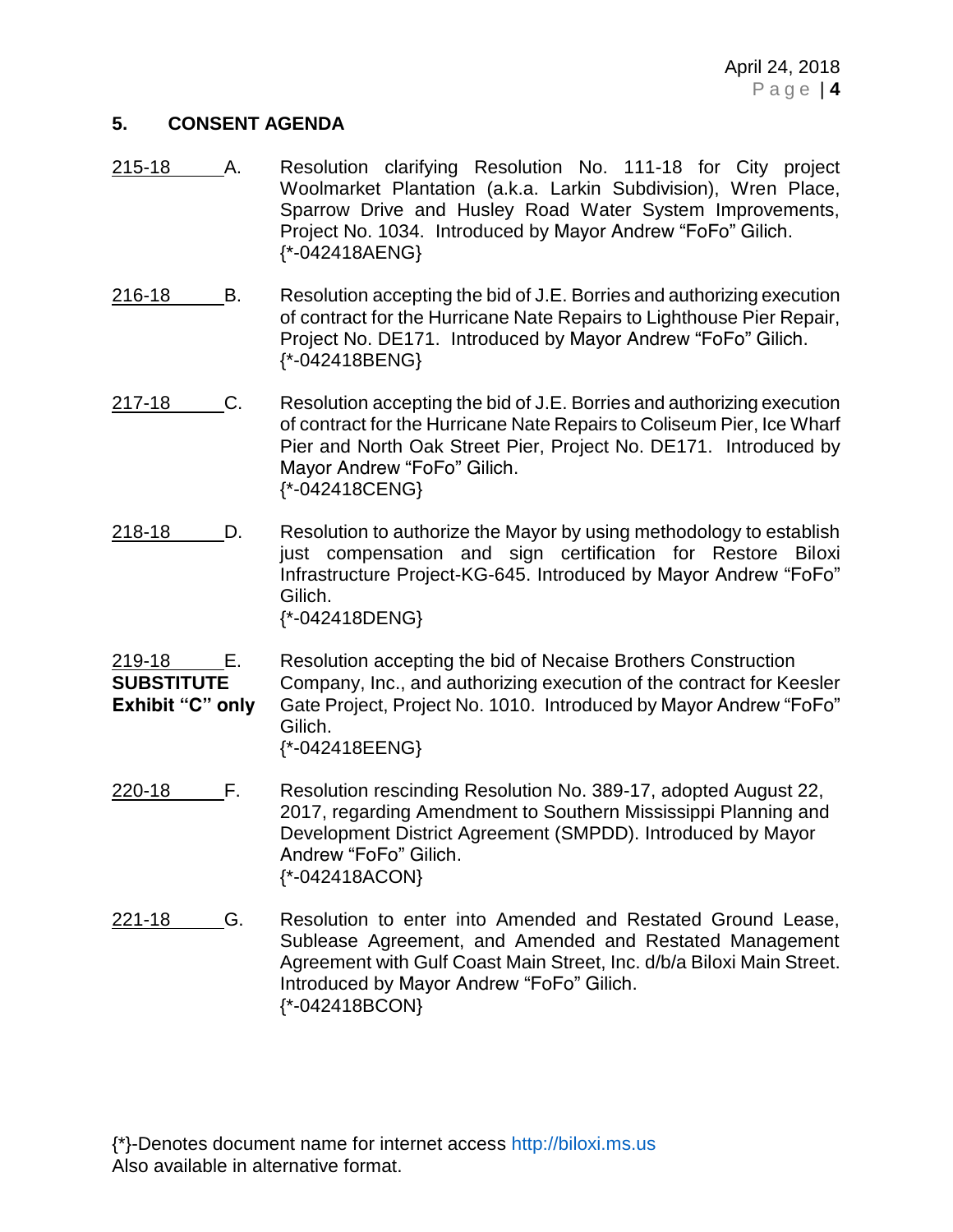## 5. CONSENT AGENDA

215-18 A. Resolution clarifying Resolution No. 111-18 for City project Woolmarket Plantation (a.k.a. Larkin Subdivision), Wren Place, Sparrow Drive and Husley Road Water System Improvements, Project No. 1034. Introduced by Mayor Andrew "FoFo" Gilich.
{*-042418AENG}

216-18 B. Resolution accepting the bid of J.E. Borries and authorizing execution of contract for the Hurricane Nate Repairs to Lighthouse Pier Repair, Project No. DE171. Introduced by Mayor Andrew "FoFo" Gilich.
{*-042418BENG}

217-18 C. Resolution accepting the bid of J.E. Borries and authorizing execution of contract for the Hurricane Nate Repairs to Coliseum Pier, Ice Wharf Pier and North Oak Street Pier, Project No. DE171. Introduced by Mayor Andrew "FoFo" Gilich.
{*-042418CENG}

218-18 D. Resolution to authorize the Mayor by using methodology to establish just compensation and sign certification for Restore Biloxi Infrastructure Project-KG-645. Introduced by Mayor Andrew "FoFo" Gilich.
{*-042418DENG}

219-18 E. **SUBSTITUTE Exhibit "C" only** Resolution accepting the bid of Necaise Brothers Construction Company, Inc., and authorizing execution of the contract for Keesler Gate Project, Project No. 1010. Introduced by Mayor Andrew "FoFo" Gilich.
{*-042418EENG}

220-18 F. Resolution rescinding Resolution No. 389-17, adopted August 22, 2017, regarding Amendment to Southern Mississippi Planning and Development District Agreement (SMPDD). Introduced by Mayor Andrew "FoFo" Gilich.
{*-042418ACON}

221-18 G. Resolution to enter into Amended and Restated Ground Lease, Sublease Agreement, and Amended and Restated Management Agreement with Gulf Coast Main Street, Inc. d/b/a Biloxi Main Street. Introduced by Mayor Andrew "FoFo" Gilich.
{*-042418BCON}

{*}-Denotes document name for internet access http://biloxi.ms.us
Also available in alternative format.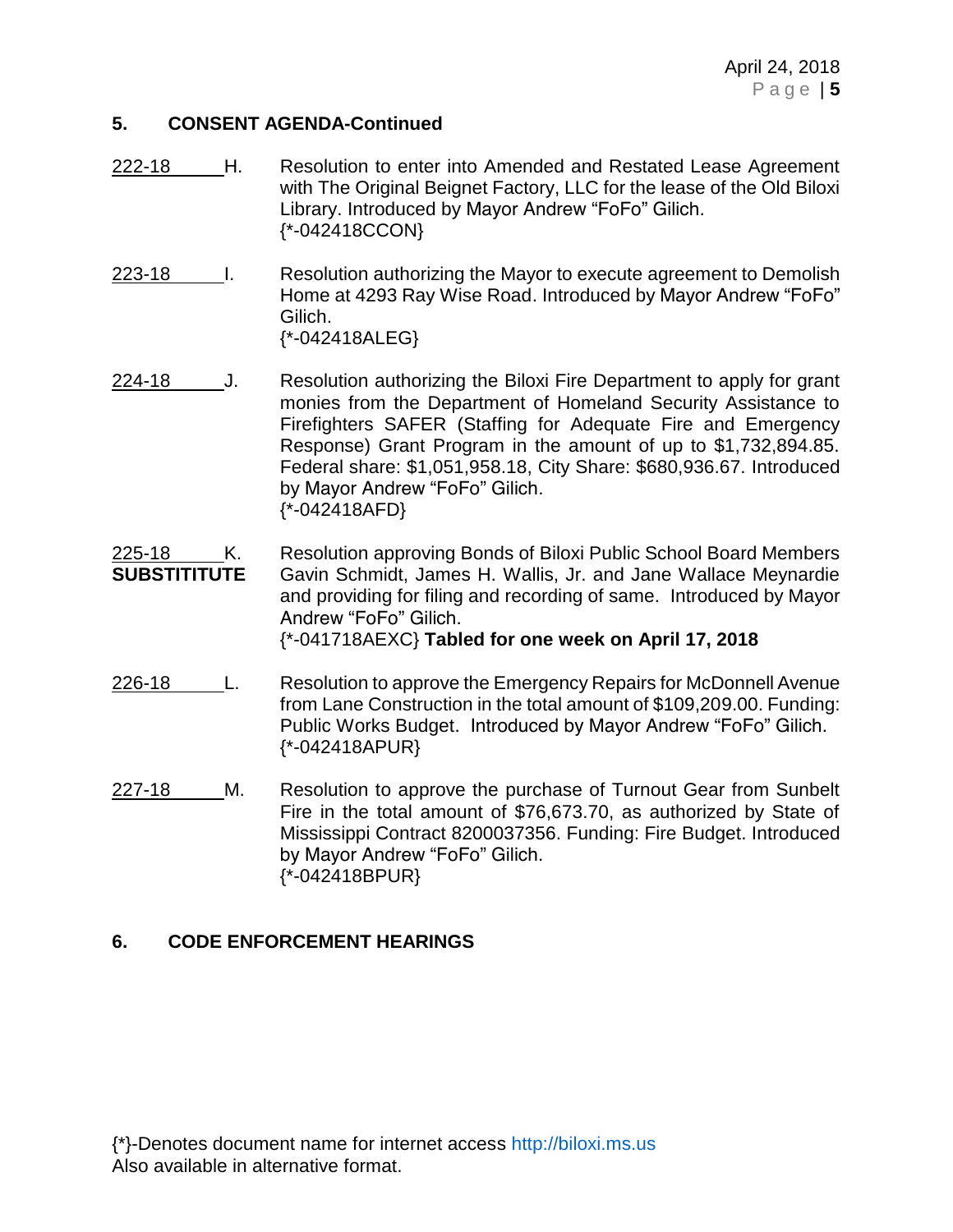## 5. CONSENT AGENDA-Continued

222-18 H. Resolution to enter into Amended and Restated Lease Agreement with The Original Beignet Factory, LLC for the lease of the Old Biloxi Library. Introduced by Mayor Andrew "FoFo" Gilich.
{*-042418CCON}

223-18 I. Resolution authorizing the Mayor to execute agreement to Demolish Home at 4293 Ray Wise Road. Introduced by Mayor Andrew "FoFo" Gilich.
{*-042418ALEG}

224-18 J. Resolution authorizing the Biloxi Fire Department to apply for grant monies from the Department of Homeland Security Assistance to Firefighters SAFER (Staffing for Adequate Fire and Emergency Response) Grant Program in the amount of up to $1,732,894.85. Federal share: $1,051,958.18, City Share: $680,936.67. Introduced by Mayor Andrew "FoFo" Gilich.
{*-042418AFD}

225-18 K. **SUBSTITITUTE** Resolution approving Bonds of Biloxi Public School Board Members Gavin Schmidt, James H. Wallis, Jr. and Jane Wallace Meynardie and providing for filing and recording of same. Introduced by Mayor Andrew "FoFo" Gilich.
{*-041718AEXC} **Tabled for one week on April 17, 2018**

226-18 L. Resolution to approve the Emergency Repairs for McDonnell Avenue from Lane Construction in the total amount of $109,209.00. Funding: Public Works Budget. Introduced by Mayor Andrew "FoFo" Gilich.
{*-042418APUR}

227-18 M. Resolution to approve the purchase of Turnout Gear from Sunbelt Fire in the total amount of $76,673.70, as authorized by State of Mississippi Contract 8200037356. Funding: Fire Budget. Introduced by Mayor Andrew "FoFo" Gilich.
{*-042418BPUR}

## 6. CODE ENFORCEMENT HEARINGS

{*}-Denotes document name for internet access http://biloxi.ms.us
Also available in alternative format.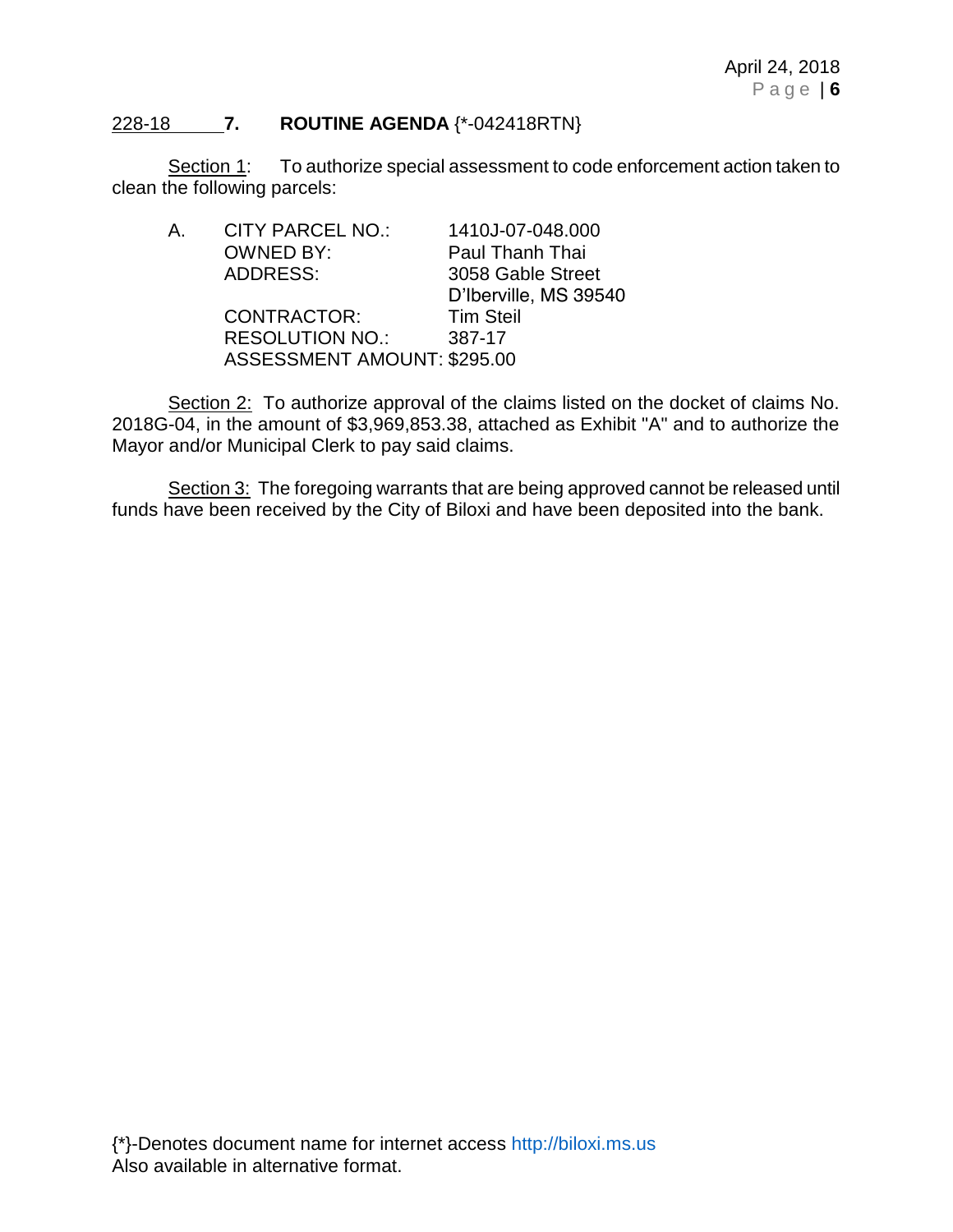228-18 **7. ROUTINE AGENDA** {*-042418RTN}

Section 1: To authorize special assessment to code enforcement action taken to clean the following parcels:

A. CITY PARCEL NO.: 1410J-07-048.000
OWNED BY: Paul Thanh Thai
ADDRESS: 3058 Gable Street
D'Iberville, MS 39540
CONTRACTOR: Tim Steil
RESOLUTION NO.: 387-17
ASSESSMENT AMOUNT: $295.00

Section 2: To authorize approval of the claims listed on the docket of claims No. 2018G-04, in the amount of $3,969,853.38, attached as Exhibit "A" and to authorize the Mayor and/or Municipal Clerk to pay said claims.

Section 3: The foregoing warrants that are being approved cannot be released until funds have been received by the City of Biloxi and have been deposited into the bank.

{*}-Denotes document name for internet access http://biloxi.ms.us
Also available in alternative format.